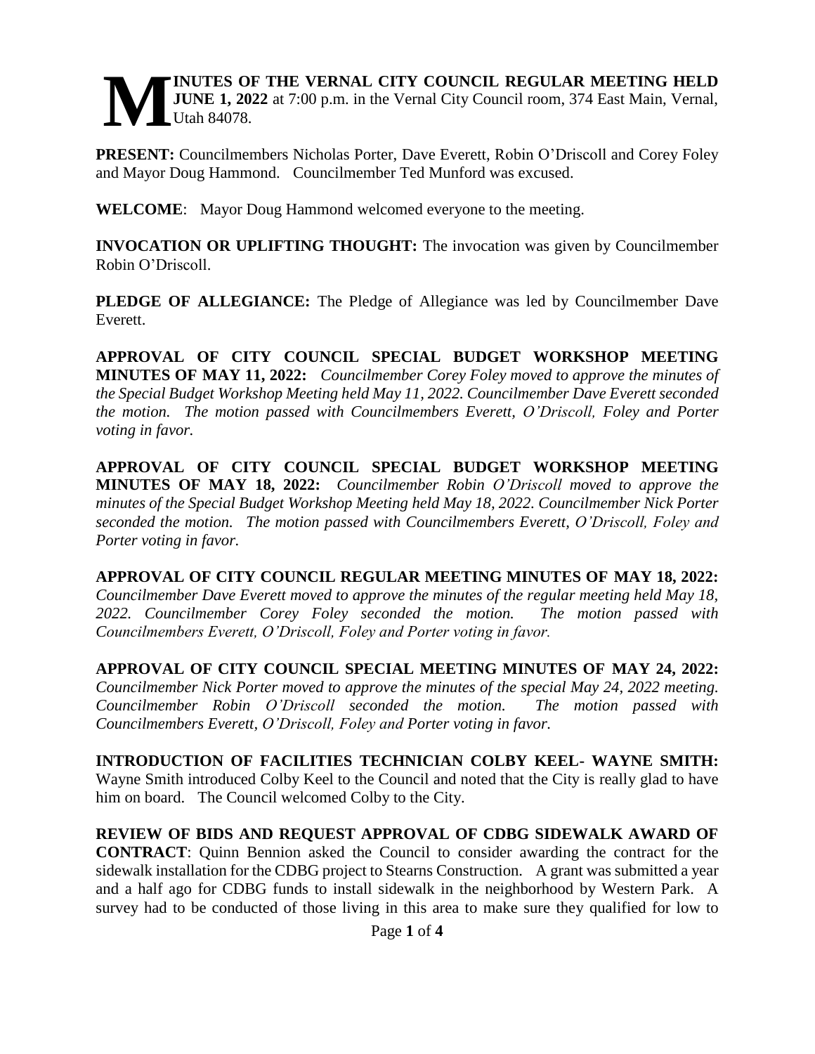**MINUTES OF THE VERNAL CITY COUNCIL REGULAR MEETING HELD JUNE 1, 2022** at 7:00 p.m. in the Vernal City Council room, 374 East Main, Vernal, Utah 84078.

**PRESENT:** Councilmembers Nicholas Porter, Dave Everett, Robin O'Driscoll and Corey Foley and Mayor Doug Hammond. Councilmember Ted Munford was excused.

**WELCOME**: Mayor Doug Hammond welcomed everyone to the meeting.

**INVOCATION OR UPLIFTING THOUGHT:** The invocation was given by Councilmember Robin O'Driscoll.

**PLEDGE OF ALLEGIANCE:** The Pledge of Allegiance was led by Councilmember Dave Everett.

**APPROVAL OF CITY COUNCIL SPECIAL BUDGET WORKSHOP MEETING MINUTES OF MAY 11, 2022:** *Councilmember Corey Foley moved to approve the minutes of the Special Budget Workshop Meeting held May 11, 2022. Councilmember Dave Everett seconded the motion. The motion passed with Councilmembers Everett, O'Driscoll, Foley and Porter voting in favor.*

**APPROVAL OF CITY COUNCIL SPECIAL BUDGET WORKSHOP MEETING MINUTES OF MAY 18, 2022:** *Councilmember Robin O'Driscoll moved to approve the minutes of the Special Budget Workshop Meeting held May 18, 2022. Councilmember Nick Porter seconded the motion. The motion passed with Councilmembers Everett, O'Driscoll, Foley and Porter voting in favor.*

**APPROVAL OF CITY COUNCIL REGULAR MEETING MINUTES OF MAY 18, 2022:** *Councilmember Dave Everett moved to approve the minutes of the regular meeting held May 18, 2022. Councilmember Corey Foley seconded the motion. The motion passed with Councilmembers Everett, O'Driscoll, Foley and Porter voting in favor.*

**APPROVAL OF CITY COUNCIL SPECIAL MEETING MINUTES OF MAY 24, 2022:** *Councilmember Nick Porter moved to approve the minutes of the special May 24, 2022 meeting. Councilmember Robin O'Driscoll seconded the motion. The motion passed with Councilmembers Everett, O'Driscoll, Foley and Porter voting in favor.*

**INTRODUCTION OF FACILITIES TECHNICIAN COLBY KEEL- WAYNE SMITH:** Wayne Smith introduced Colby Keel to the Council and noted that the City is really glad to have him on board. The Council welcomed Colby to the City.

**REVIEW OF BIDS AND REQUEST APPROVAL OF CDBG SIDEWALK AWARD OF CONTRACT**: Quinn Bennion asked the Council to consider awarding the contract for the sidewalk installation for the CDBG project to Stearns Construction. A grant was submitted a year and a half ago for CDBG funds to install sidewalk in the neighborhood by Western Park. A survey had to be conducted of those living in this area to make sure they qualified for low to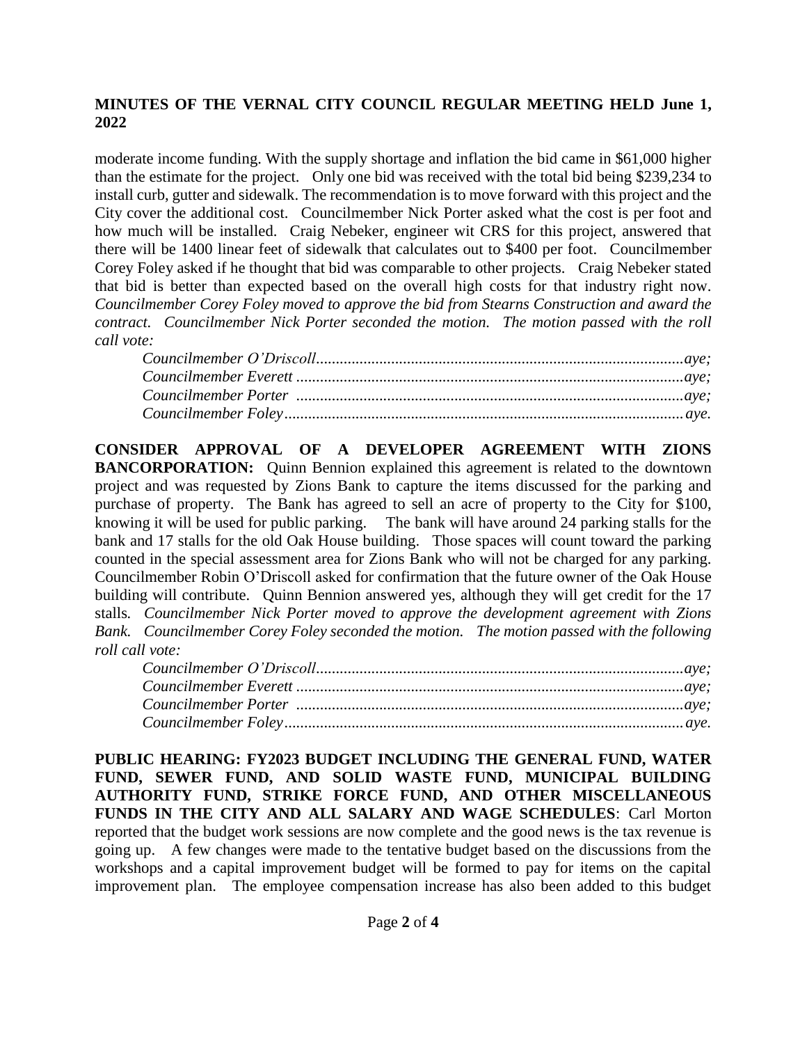**MINUTES OF THE VERNAL CITY COUNCIL REGULAR MEETING HELD June 1, 2022**

moderate income funding. With the supply shortage and inflation the bid came in $61,000 higher than the estimate for the project. Only one bid was received with the total bid being $239,234 to install curb, gutter and sidewalk. The recommendation is to move forward with this project and the City cover the additional cost. Councilmember Nick Porter asked what the cost is per foot and how much will be installed. Craig Nebeker, engineer wit CRS for this project, answered that there will be 1400 linear feet of sidewalk that calculates out to $400 per foot. Councilmember Corey Foley asked if he thought that bid was comparable to other projects. Craig Nebeker stated that bid is better than expected based on the overall high costs for that industry right now. *Councilmember Corey Foley moved to approve the bid from Stearns Construction and award the contract. Councilmember Nick Porter seconded the motion. The motion passed with the roll call vote:*

*Councilmember O'Driscoll..........................................................................................aye;*
*Councilmember Everett ..............................................................................................aye;*
*Councilmember Porter ...............................................................................................aye;*
*Councilmember Foley.................................................................................................aye.*

**CONSIDER APPROVAL OF A DEVELOPER AGREEMENT WITH ZIONS BANCORPORATION:** Quinn Bennion explained this agreement is related to the downtown project and was requested by Zions Bank to capture the items discussed for the parking and purchase of property. The Bank has agreed to sell an acre of property to the City for $100, knowing it will be used for public parking. The bank will have around 24 parking stalls for the bank and 17 stalls for the old Oak House building. Those spaces will count toward the parking counted in the special assessment area for Zions Bank who will not be charged for any parking. Councilmember Robin O'Driscoll asked for confirmation that the future owner of the Oak House building will contribute. Quinn Bennion answered yes, although they will get credit for the 17 stalls. *Councilmember Nick Porter moved to approve the development agreement with Zions Bank. Councilmember Corey Foley seconded the motion. The motion passed with the following roll call vote:*

*Councilmember O'Driscoll..........................................................................................aye;*
*Councilmember Everett ..............................................................................................aye;*
*Councilmember Porter ...............................................................................................aye;*
*Councilmember Foley.................................................................................................aye.*

**PUBLIC HEARING: FY2023 BUDGET INCLUDING THE GENERAL FUND, WATER FUND, SEWER FUND, AND SOLID WASTE FUND, MUNICIPAL BUILDING AUTHORITY FUND, STRIKE FORCE FUND, AND OTHER MISCELLANEOUS FUNDS IN THE CITY AND ALL SALARY AND WAGE SCHEDULES**: Carl Morton reported that the budget work sessions are now complete and the good news is the tax revenue is going up. A few changes were made to the tentative budget based on the discussions from the workshops and a capital improvement budget will be formed to pay for items on the capital improvement plan. The employee compensation increase has also been added to this budget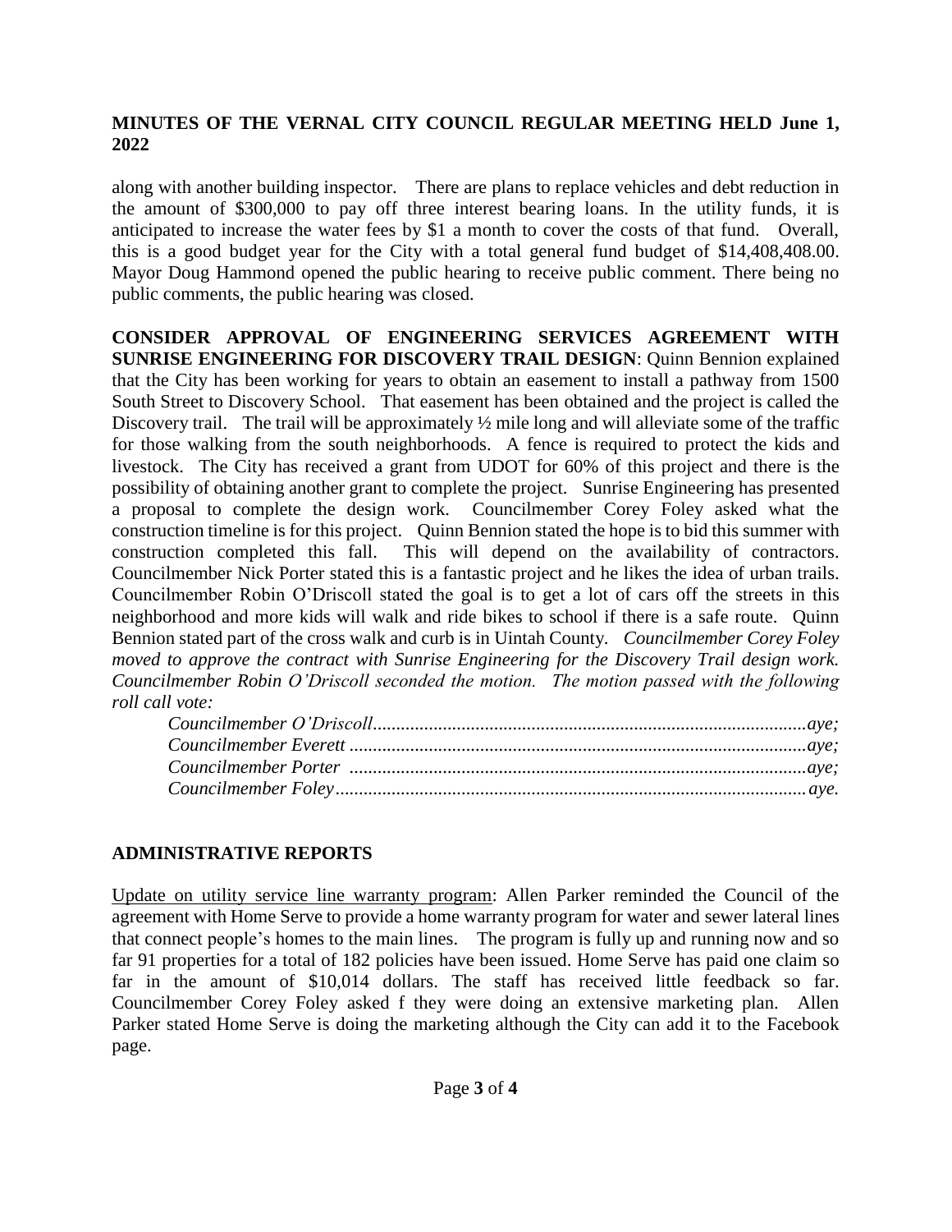along with another building inspector. There are plans to replace vehicles and debt reduction in the amount of $300,000 to pay off three interest bearing loans. In the utility funds, it is anticipated to increase the water fees by $1 a month to cover the costs of that fund. Overall, this is a good budget year for the City with a total general fund budget of $14,408,408.00. Mayor Doug Hammond opened the public hearing to receive public comment. There being no public comments, the public hearing was closed.

**CONSIDER APPROVAL OF ENGINEERING SERVICES AGREEMENT WITH SUNRISE ENGINEERING FOR DISCOVERY TRAIL DESIGN**: Quinn Bennion explained that the City has been working for years to obtain an easement to install a pathway from 1500 South Street to Discovery School. That easement has been obtained and the project is called the Discovery trail. The trail will be approximately ½ mile long and will alleviate some of the traffic for those walking from the south neighborhoods. A fence is required to protect the kids and livestock. The City has received a grant from UDOT for 60% of this project and there is the possibility of obtaining another grant to complete the project. Sunrise Engineering has presented a proposal to complete the design work. Councilmember Corey Foley asked what the construction timeline is for this project. Quinn Bennion stated the hope is to bid this summer with construction completed this fall. This will depend on the availability of contractors. Councilmember Nick Porter stated this is a fantastic project and he likes the idea of urban trails. Councilmember Robin O'Driscoll stated the goal is to get a lot of cars off the streets in this neighborhood and more kids will walk and ride bikes to school if there is a safe route. Quinn Bennion stated part of the cross walk and curb is in Uintah County. *Councilmember Corey Foley moved to approve the contract with Sunrise Engineering for the Discovery Trail design work. Councilmember Robin O'Driscoll seconded the motion. The motion passed with the following roll call vote:*

*Councilmember O'Driscoll...........................................................aye;*
*Councilmember Everett ...............................................................aye;*
*Councilmember Porter ...............................................................aye;*
*Councilmember Foley...................................................................aye.*

## ADMINISTRATIVE REPORTS

Update on utility service line warranty program: Allen Parker reminded the Council of the agreement with Home Serve to provide a home warranty program for water and sewer lateral lines that connect people's homes to the main lines. The program is fully up and running now and so far 91 properties for a total of 182 policies have been issued. Home Serve has paid one claim so far in the amount of $10,014 dollars. The staff has received little feedback so far. Councilmember Corey Foley asked f they were doing an extensive marketing plan. Allen Parker stated Home Serve is doing the marketing although the City can add it to the Facebook page.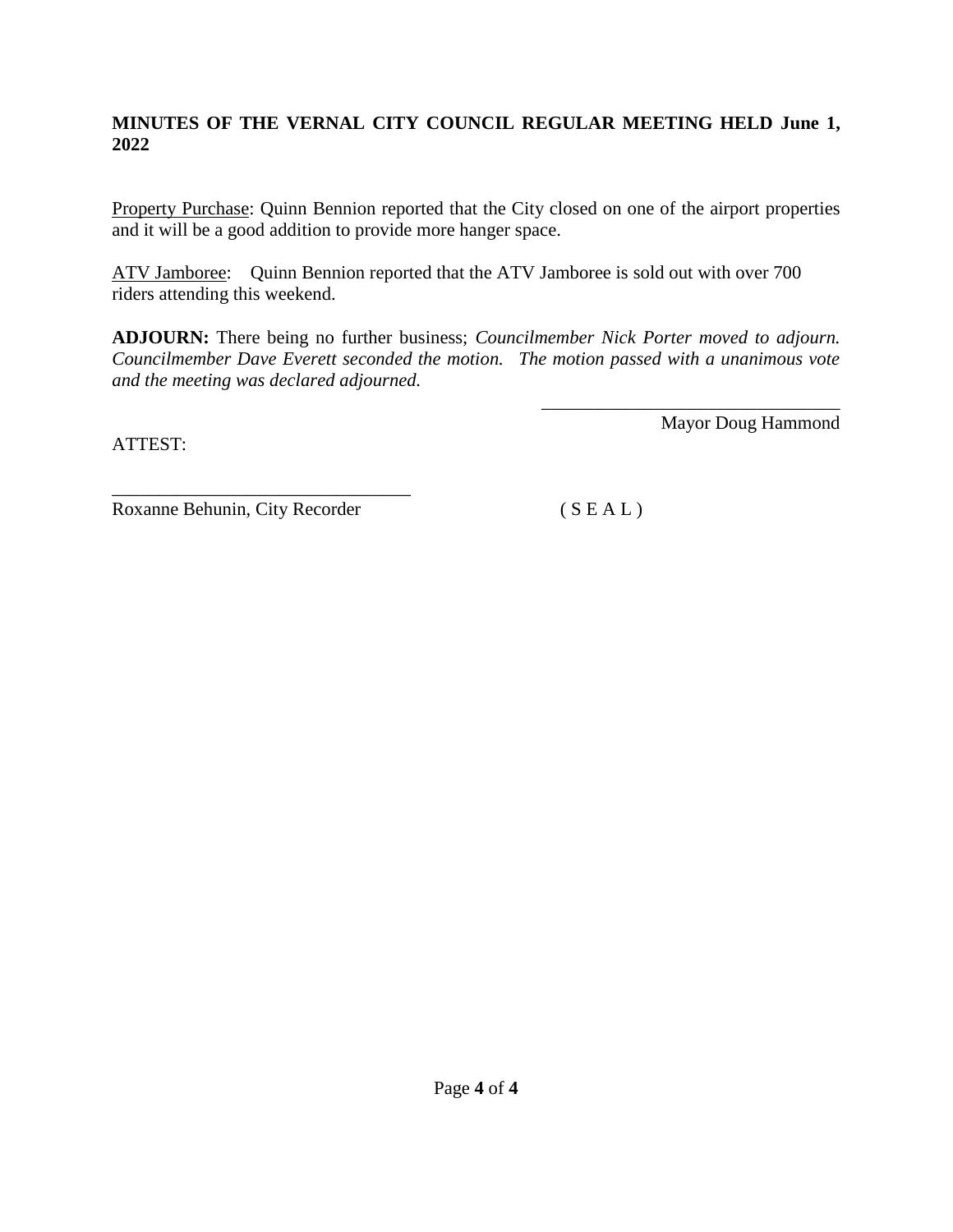**MINUTES OF THE VERNAL CITY COUNCIL REGULAR MEETING HELD June 1, 2022**

<u>Property Purchase</u>: Quinn Bennion reported that the City closed on one of the airport properties and it will be a good addition to provide more hanger space.

<u>ATV Jamboree</u>: Quinn Bennion reported that the ATV Jamboree is sold out with over 700 riders attending this weekend.

**ADJOURN:** There being no further business; *Councilmember Nick Porter moved to adjourn. Councilmember Dave Everett seconded the motion. The motion passed with a unanimous vote and the meeting was declared adjourned.*

________________________________
Mayor Doug Hammond

ATTEST:

________________________________
Roxanne Behunin, City Recorder

( S E A L )